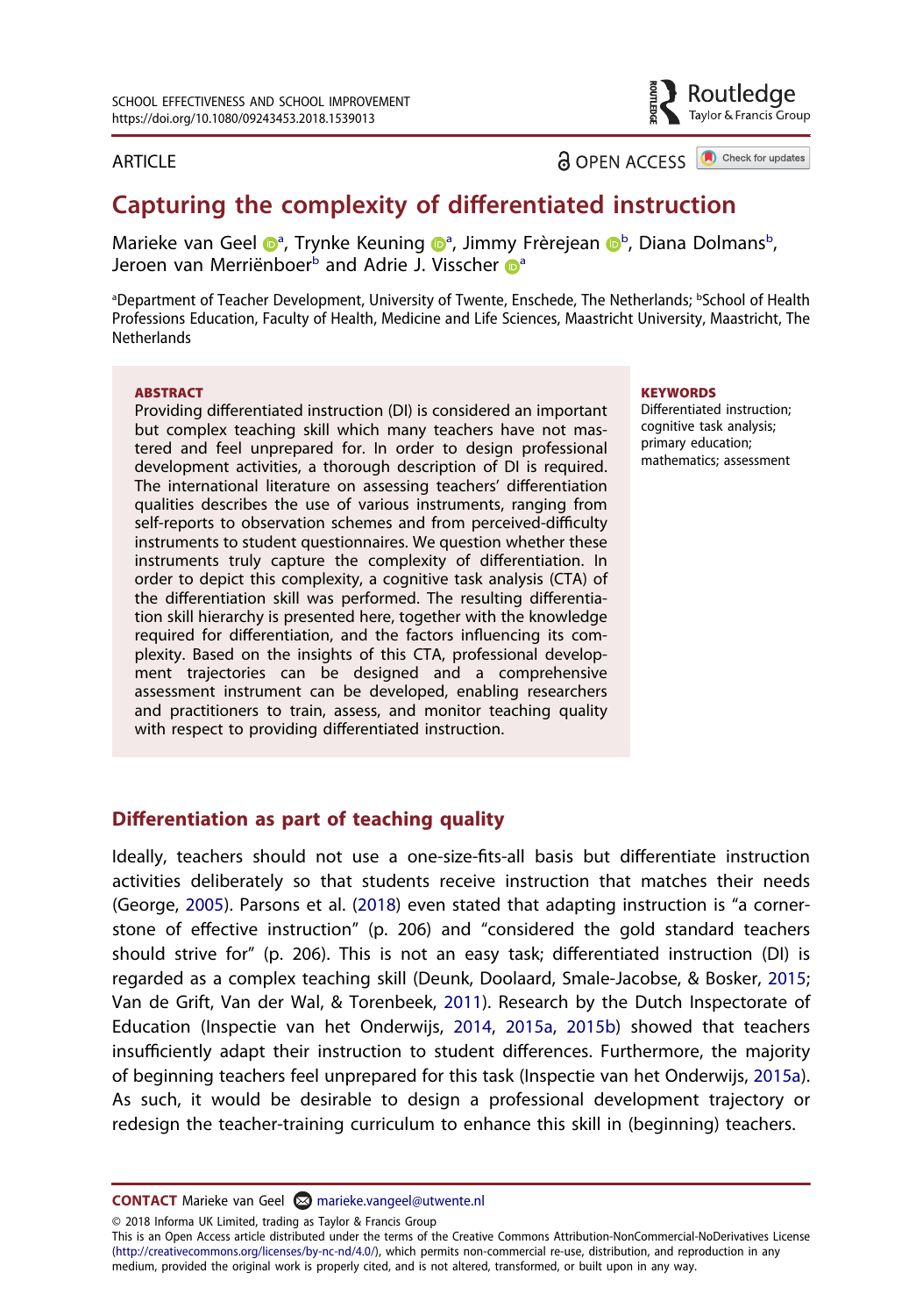ARTICLE

OPEN ACCESS

# Capturing the complexity of differentiated instruction

Marieke van Geel[a], Trynke Keuning[a], Jimmy Frèrejean[b], Diana Dolmans[b], Jeroen van Merriënboer[b] and Adrie J. Visscher[a]

[a]Department of Teacher Development, University of Twente, Enschede, The Netherlands; [b]School of Health Professions Education, Faculty of Health, Medicine and Life Sciences, Maastricht University, Maastricht, The Netherlands

**ABSTRACT**

Providing differentiated instruction (DI) is considered an important but complex teaching skill which many teachers have not mastered and feel unprepared for. In order to design professional development activities, a thorough description of DI is required. The international literature on assessing teachers' differentiation qualities describes the use of various instruments, ranging from self-reports to observation schemes and from perceived-difficulty instruments to student questionnaires. We question whether these instruments truly capture the complexity of differentiation. In order to depict this complexity, a cognitive task analysis (CTA) of the differentiation skill was performed. The resulting differentiation skill hierarchy is presented here, together with the knowledge required for differentiation, and the factors influencing its complexity. Based on the insights of this CTA, professional development trajectories can be designed and a comprehensive assessment instrument can be developed, enabling researchers and practitioners to train, assess, and monitor teaching quality with respect to providing differentiated instruction.

**KEYWORDS**

Differentiated instruction; cognitive task analysis; primary education; mathematics; assessment

## Differentiation as part of teaching quality

Ideally, teachers should not use a one-size-fits-all basis but differentiate instruction activities deliberately so that students receive instruction that matches their needs (George, 2005). Parsons et al. (2018) even stated that adapting instruction is "a cornerstone of effective instruction" (p. 206) and "considered the gold standard teachers should strive for" (p. 206). This is not an easy task; differentiated instruction (DI) is regarded as a complex teaching skill (Deunk, Doolaard, Smale-Jacobse, & Bosker, 2015; Van de Grift, Van der Wal, & Torenbeek, 2011). Research by the Dutch Inspectorate of Education (Inspectie van het Onderwijs, 2014, 2015a, 2015b) showed that teachers insufficiently adapt their instruction to student differences. Furthermore, the majority of beginning teachers feel unprepared for this task (Inspectie van het Onderwijs, 2015a). As such, it would be desirable to design a professional development trajectory or redesign the teacher-training curriculum to enhance this skill in (beginning) teachers.

**CONTACT** Marieke van Geel marieke.vangeel@utwente.nl

© 2018 Informa UK Limited, trading as Taylor & Francis Group

This is an Open Access article distributed under the terms of the Creative Commons Attribution-NonCommercial-NoDerivatives License (http://creativecommons.org/licenses/by-nc-nd/4.0/), which permits non-commercial re-use, distribution, and reproduction in any medium, provided the original work is properly cited, and is not altered, transformed, or built upon in any way.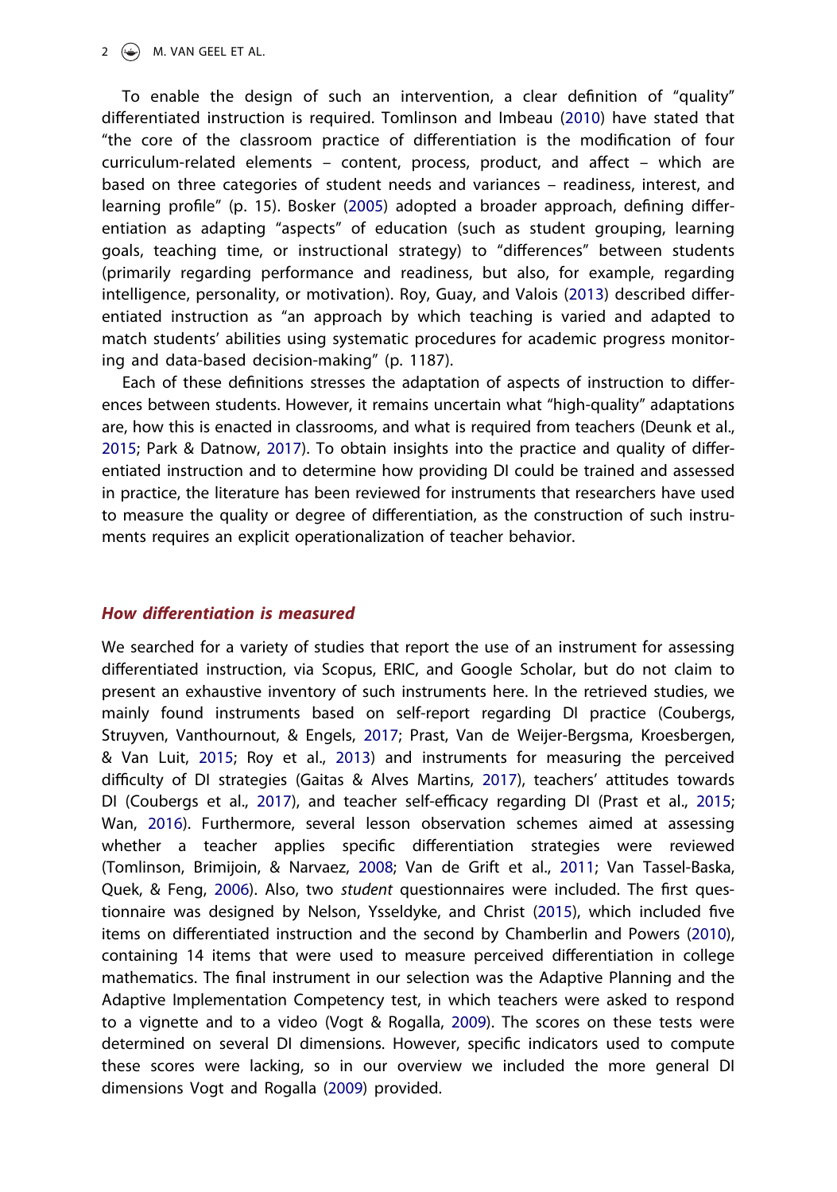To enable the design of such an intervention, a clear definition of "quality" differentiated instruction is required. Tomlinson and Imbeau (2010) have stated that "the core of the classroom practice of differentiation is the modification of four curriculum-related elements – content, process, product, and affect – which are based on three categories of student needs and variances – readiness, interest, and learning profile" (p. 15). Bosker (2005) adopted a broader approach, defining differentiation as adapting "aspects" of education (such as student grouping, learning goals, teaching time, or instructional strategy) to "differences" between students (primarily regarding performance and readiness, but also, for example, regarding intelligence, personality, or motivation). Roy, Guay, and Valois (2013) described differentiated instruction as "an approach by which teaching is varied and adapted to match students' abilities using systematic procedures for academic progress monitoring and data-based decision-making" (p. 1187).

Each of these definitions stresses the adaptation of aspects of instruction to differences between students. However, it remains uncertain what "high-quality" adaptations are, how this is enacted in classrooms, and what is required from teachers (Deunk et al., 2015; Park & Datnow, 2017). To obtain insights into the practice and quality of differentiated instruction and to determine how providing DI could be trained and assessed in practice, the literature has been reviewed for instruments that researchers have used to measure the quality or degree of differentiation, as the construction of such instruments requires an explicit operationalization of teacher behavior.

## How differentiation is measured

We searched for a variety of studies that report the use of an instrument for assessing differentiated instruction, via Scopus, ERIC, and Google Scholar, but do not claim to present an exhaustive inventory of such instruments here. In the retrieved studies, we mainly found instruments based on self-report regarding DI practice (Coubergs, Struyven, Vanthournout, & Engels, 2017; Prast, Van de Weijer-Bergsma, Kroesbergen, & Van Luit, 2015; Roy et al., 2013) and instruments for measuring the perceived difficulty of DI strategies (Gaitas & Alves Martins, 2017), teachers' attitudes towards DI (Coubergs et al., 2017), and teacher self-efficacy regarding DI (Prast et al., 2015; Wan, 2016). Furthermore, several lesson observation schemes aimed at assessing whether a teacher applies specific differentiation strategies were reviewed (Tomlinson, Brimijoin, & Narvaez, 2008; Van de Grift et al., 2011; Van Tassel-Baska, Quek, & Feng, 2006). Also, two *student* questionnaires were included. The first questionnaire was designed by Nelson, Ysseldyke, and Christ (2015), which included five items on differentiated instruction and the second by Chamberlin and Powers (2010), containing 14 items that were used to measure perceived differentiation in college mathematics. The final instrument in our selection was the Adaptive Planning and the Adaptive Implementation Competency test, in which teachers were asked to respond to a vignette and to a video (Vogt & Rogalla, 2009). The scores on these tests were determined on several DI dimensions. However, specific indicators used to compute these scores were lacking, so in our overview we included the more general DI dimensions Vogt and Rogalla (2009) provided.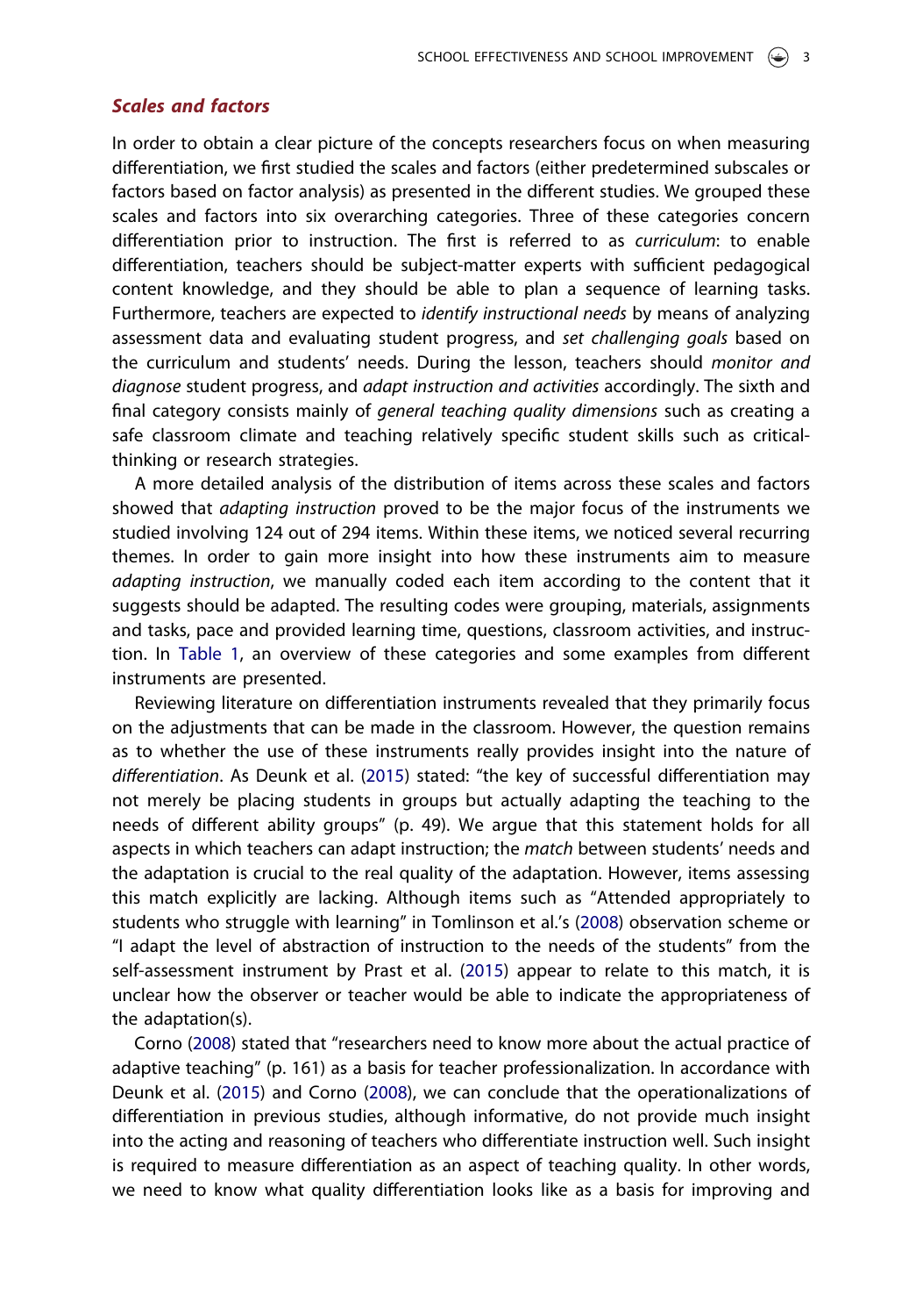### *Scales and factors*

In order to obtain a clear picture of the concepts researchers focus on when measuring differentiation, we first studied the scales and factors (either predetermined subscales or factors based on factor analysis) as presented in the different studies. We grouped these scales and factors into six overarching categories. Three of these categories concern differentiation prior to instruction. The first is referred to as *curriculum*: to enable differentiation, teachers should be subject-matter experts with sufficient pedagogical content knowledge, and they should be able to plan a sequence of learning tasks. Furthermore, teachers are expected to *identify instructional needs* by means of analyzing assessment data and evaluating student progress, and *set challenging goals* based on the curriculum and students' needs. During the lesson, teachers should *monitor and diagnose* student progress, and *adapt instruction and activities* accordingly. The sixth and final category consists mainly of *general teaching quality dimensions* such as creating a safe classroom climate and teaching relatively specific student skills such as critical-thinking or research strategies.

A more detailed analysis of the distribution of items across these scales and factors showed that *adapting instruction* proved to be the major focus of the instruments we studied involving 124 out of 294 items. Within these items, we noticed several recurring themes. In order to gain more insight into how these instruments aim to measure *adapting instruction*, we manually coded each item according to the content that it suggests should be adapted. The resulting codes were grouping, materials, assignments and tasks, pace and provided learning time, questions, classroom activities, and instruction. In Table 1, an overview of these categories and some examples from different instruments are presented.

Reviewing literature on differentiation instruments revealed that they primarily focus on the adjustments that can be made in the classroom. However, the question remains as to whether the use of these instruments really provides insight into the nature of *differentiation*. As Deunk et al. (2015) stated: "the key of successful differentiation may not merely be placing students in groups but actually adapting the teaching to the needs of different ability groups" (p. 49). We argue that this statement holds for all aspects in which teachers can adapt instruction; the *match* between students' needs and the adaptation is crucial to the real quality of the adaptation. However, items assessing this match explicitly are lacking. Although items such as "Attended appropriately to students who struggle with learning" in Tomlinson et al.'s (2008) observation scheme or "I adapt the level of abstraction of instruction to the needs of the students" from the self-assessment instrument by Prast et al. (2015) appear to relate to this match, it is unclear how the observer or teacher would be able to indicate the appropriateness of the adaptation(s).

Corno (2008) stated that "researchers need to know more about the actual practice of adaptive teaching" (p. 161) as a basis for teacher professionalization. In accordance with Deunk et al. (2015) and Corno (2008), we can conclude that the operationalizations of differentiation in previous studies, although informative, do not provide much insight into the acting and reasoning of teachers who differentiate instruction well. Such insight is required to measure differentiation as an aspect of teaching quality. In other words, we need to know what quality differentiation looks like as a basis for improving and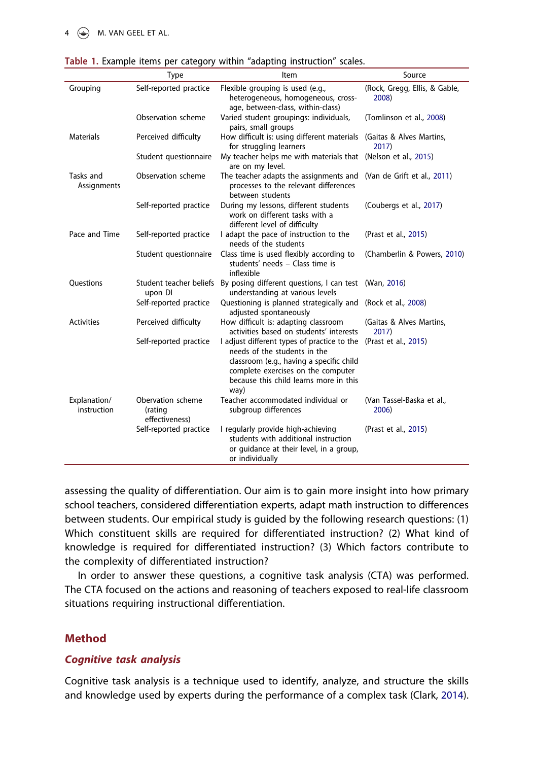**Table 1.** Example items per category within "adapting instruction" scales.

| | Type | Item | Source |
|---|---|---|---|
| Grouping | Self-reported practice | Flexible grouping is used (e.g., heterogeneous, homogeneous, cross-age, between-class, within-class) | (Rock, Gregg, Ellis, & Gable, 2008) |
| | Observation scheme | Varied student groupings: individuals, pairs, small groups | (Tomlinson et al., 2008) |
| Materials | Perceived difficulty | How difficult is: using different materials for struggling learners | (Gaitas & Alves Martins, 2017) |
| | Student questionnaire | My teacher helps me with materials that are on my level. | (Nelson et al., 2015) |
| Tasks and Assignments | Observation scheme | The teacher adapts the assignments and processes to the relevant differences between students | (Van de Grift et al., 2011) |
| | Self-reported practice | During my lessons, different students work on different tasks with a different level of difficulty | (Coubergs et al., 2017) |
| Pace and Time | Self-reported practice | I adapt the pace of instruction to the needs of the students | (Prast et al., 2015) |
| | Student questionnaire | Class time is used flexibly according to students' needs – Class time is inflexible | (Chamberlin & Powers, 2010) |
| Questions | Student teacher beliefs upon DI | By posing different questions, I can test understanding at various levels | (Wan, 2016) |
| | Self-reported practice | Questioning is planned strategically and adjusted spontaneously | (Rock et al., 2008) |
| Activities | Perceived difficulty | How difficult is: adapting classroom activities based on students' interests | (Gaitas & Alves Martins, 2017) |
| | Self-reported practice | I adjust different types of practice to the needs of the students in the classroom (e.g., having a specific child complete exercises on the computer because this child learns more in this way) | (Prast et al., 2015) |
| Explanation/ instruction | Obervation scheme (rating effectiveness) | Teacher accommodated individual or subgroup differences | (Van Tassel-Baska et al., 2006) |
| | Self-reported practice | I regularly provide high-achieving students with additional instruction or guidance at their level, in a group, or individually | (Prast et al., 2015) |

assessing the quality of differentiation. Our aim is to gain more insight into how primary school teachers, considered differentiation experts, adapt math instruction to differences between students. Our empirical study is guided by the following research questions: (1) Which constituent skills are required for differentiated instruction? (2) What kind of knowledge is required for differentiated instruction? (3) Which factors contribute to the complexity of differentiated instruction?

In order to answer these questions, a cognitive task analysis (CTA) was performed. The CTA focused on the actions and reasoning of teachers exposed to real-life classroom situations requiring instructional differentiation.

## Method

### *Cognitive task analysis*

Cognitive task analysis is a technique used to identify, analyze, and structure the skills and knowledge used by experts during the performance of a complex task (Clark, 2014).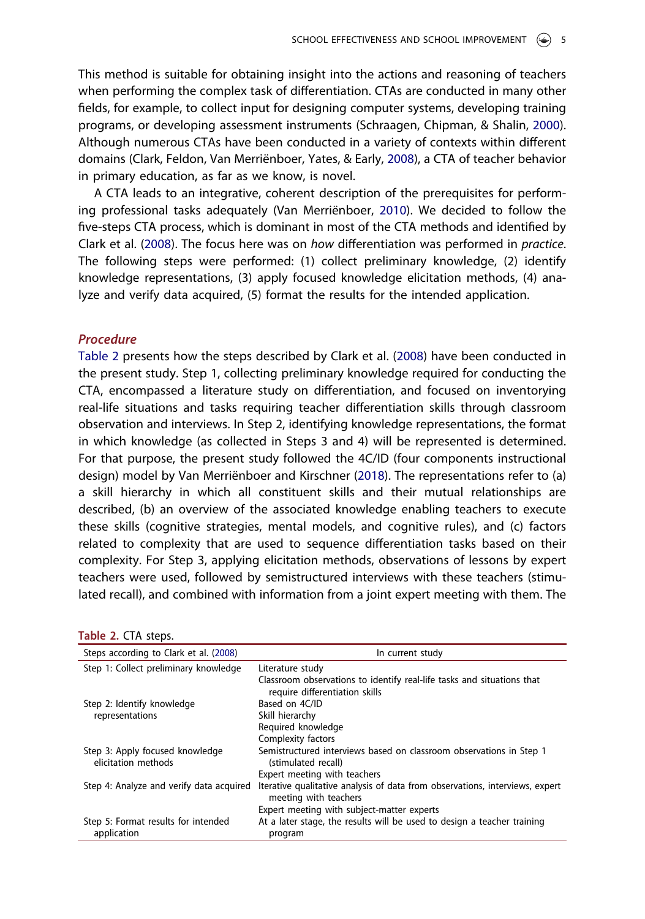This method is suitable for obtaining insight into the actions and reasoning of teachers when performing the complex task of differentiation. CTAs are conducted in many other fields, for example, to collect input for designing computer systems, developing training programs, or developing assessment instruments (Schraagen, Chipman, & Shalin, 2000). Although numerous CTAs have been conducted in a variety of contexts within different domains (Clark, Feldon, Van Merriënboer, Yates, & Early, 2008), a CTA of teacher behavior in primary education, as far as we know, is novel.

A CTA leads to an integrative, coherent description of the prerequisites for performing professional tasks adequately (Van Merriënboer, 2010). We decided to follow the five-steps CTA process, which is dominant in most of the CTA methods and identified by Clark et al. (2008). The focus here was on *how* differentiation was performed in *practice*. The following steps were performed: (1) collect preliminary knowledge, (2) identify knowledge representations, (3) apply focused knowledge elicitation methods, (4) analyze and verify data acquired, (5) format the results for the intended application.

### *Procedure*

Table 2 presents how the steps described by Clark et al. (2008) have been conducted in the present study. Step 1, collecting preliminary knowledge required for conducting the CTA, encompassed a literature study on differentiation, and focused on inventorying real-life situations and tasks requiring teacher differentiation skills through classroom observation and interviews. In Step 2, identifying knowledge representations, the format in which knowledge (as collected in Steps 3 and 4) will be represented is determined. For that purpose, the present study followed the 4C/ID (four components instructional design) model by Van Merriënboer and Kirschner (2018). The representations refer to (a) a skill hierarchy in which all constituent skills and their mutual relationships are described, (b) an overview of the associated knowledge enabling teachers to execute these skills (cognitive strategies, mental models, and cognitive rules), and (c) factors related to complexity that are used to sequence differentiation tasks based on their complexity. For Step 3, applying elicitation methods, observations of lessons by expert teachers were used, followed by semistructured interviews with these teachers (stimulated recall), and combined with information from a joint expert meeting with them. The

**Table 2.** CTA steps.

| Steps according to Clark et al. (2008) | In current study |
|---|---|
| Step 1: Collect preliminary knowledge | Literature study<br>Classroom observations to identify real-life tasks and situations that require differentiation skills |
| Step 2: Identify knowledge representations | Based on 4C/ID<br>Skill hierarchy<br>Required knowledge<br>Complexity factors |
| Step 3: Apply focused knowledge elicitation methods | Semistructured interviews based on classroom observations in Step 1 (stimulated recall)<br>Expert meeting with teachers |
| Step 4: Analyze and verify data acquired | Iterative qualitative analysis of data from observations, interviews, expert meeting with teachers<br>Expert meeting with subject-matter experts |
| Step 5: Format results for intended application | At a later stage, the results will be used to design a teacher training program |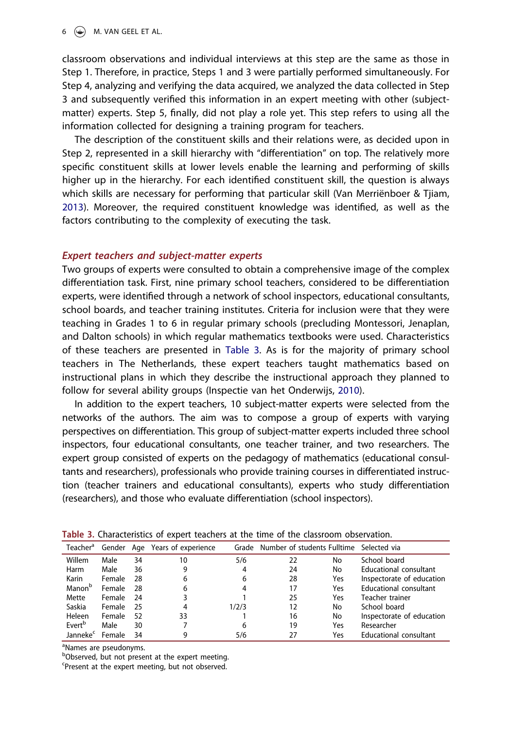classroom observations and individual interviews at this step are the same as those in Step 1. Therefore, in practice, Steps 1 and 3 were partially performed simultaneously. For Step 4, analyzing and verifying the data acquired, we analyzed the data collected in Step 3 and subsequently verified this information in an expert meeting with other (subject-matter) experts. Step 5, finally, did not play a role yet. This step refers to using all the information collected for designing a training program for teachers.

The description of the constituent skills and their relations were, as decided upon in Step 2, represented in a skill hierarchy with "differentiation" on top. The relatively more specific constituent skills at lower levels enable the learning and performing of skills higher up in the hierarchy. For each identified constituent skill, the question is always which skills are necessary for performing that particular skill (Van Merriënboer & Tjiam, 2013). Moreover, the required constituent knowledge was identified, as well as the factors contributing to the complexity of executing the task.

### *Expert teachers and subject-matter experts*

Two groups of experts were consulted to obtain a comprehensive image of the complex differentiation task. First, nine primary school teachers, considered to be differentiation experts, were identified through a network of school inspectors, educational consultants, school boards, and teacher training institutes. Criteria for inclusion were that they were teaching in Grades 1 to 6 in regular primary schools (precluding Montessori, Jenaplan, and Dalton schools) in which regular mathematics textbooks were used. Characteristics of these teachers are presented in Table 3. As is for the majority of primary school teachers in The Netherlands, these expert teachers taught mathematics based on instructional plans in which they describe the instructional approach they planned to follow for several ability groups (Inspectie van het Onderwijs, 2010).

In addition to the expert teachers, 10 subject-matter experts were selected from the networks of the authors. The aim was to compose a group of experts with varying perspectives on differentiation. This group of subject-matter experts included three school inspectors, four educational consultants, one teacher trainer, and two researchers. The expert group consisted of experts on the pedagogy of mathematics (educational consultants and researchers), professionals who provide training courses in differentiated instruction (teacher trainers and educational consultants), experts who study differentiation (researchers), and those who evaluate differentiation (school inspectors).

**Table 3.** Characteristics of expert teachers at the time of the classroom observation.

| Teacher[a] | Gender | Age | Years of experience | Grade | Number of students | Fulltime | Selected via |
|---|---|---|---|---|---|---|---|
| Willem | Male | 34 | 10 | 5/6 | 22 | No | School board |
| Harm | Male | 36 | 9 | 4 | 24 | No | Educational consultant |
| Karin | Female | 28 | 6 | 6 | 28 | Yes | Inspectorate of education |
| Manon[b] | Female | 28 | 6 | 4 | 17 | Yes | Educational consultant |
| Mette | Female | 24 | 3 | 1 | 25 | Yes | Teacher trainer |
| Saskia | Female | 25 | 4 | 1/2/3 | 12 | No | School board |
| Heleen | Female | 52 | 33 | 1 | 16 | No | Inspectorate of education |
| Evert[b] | Male | 30 | 7 | 6 | 19 | Yes | Researcher |
| Janneke[c] | Female | 34 | 9 | 5/6 | 27 | Yes | Educational consultant |

[a]Names are pseudonyms.
[b]Observed, but not present at the expert meeting.
[c]Present at the expert meeting, but not observed.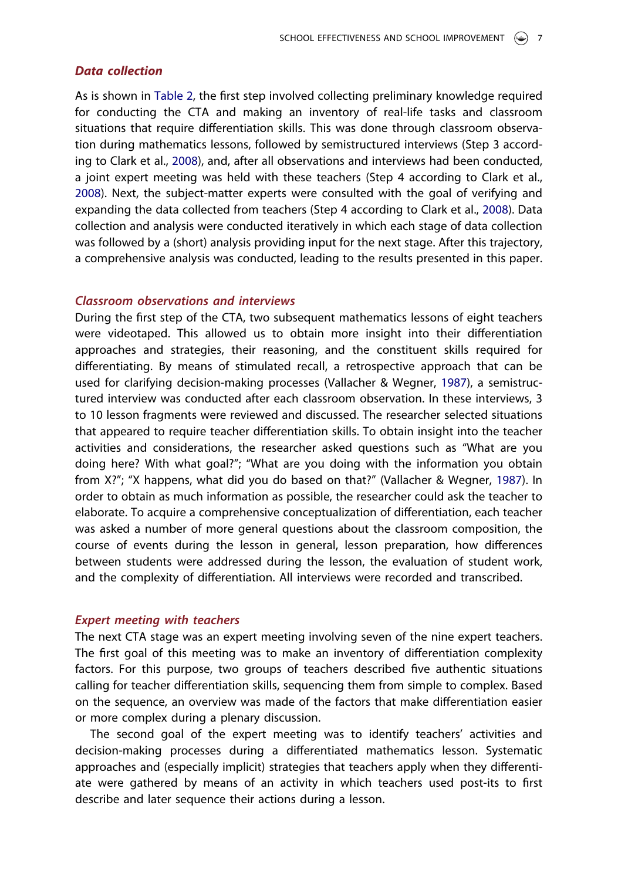### *Data collection*

As is shown in Table 2, the first step involved collecting preliminary knowledge required for conducting the CTA and making an inventory of real-life tasks and classroom situations that require differentiation skills. This was done through classroom observation during mathematics lessons, followed by semistructured interviews (Step 3 according to Clark et al., 2008), and, after all observations and interviews had been conducted, a joint expert meeting was held with these teachers (Step 4 according to Clark et al., 2008). Next, the subject-matter experts were consulted with the goal of verifying and expanding the data collected from teachers (Step 4 according to Clark et al., 2008). Data collection and analysis were conducted iteratively in which each stage of data collection was followed by a (short) analysis providing input for the next stage. After this trajectory, a comprehensive analysis was conducted, leading to the results presented in this paper.

### *Classroom observations and interviews*

During the first step of the CTA, two subsequent mathematics lessons of eight teachers were videotaped. This allowed us to obtain more insight into their differentiation approaches and strategies, their reasoning, and the constituent skills required for differentiating. By means of stimulated recall, a retrospective approach that can be used for clarifying decision-making processes (Vallacher & Wegner, 1987), a semistructured interview was conducted after each classroom observation. In these interviews, 3 to 10 lesson fragments were reviewed and discussed. The researcher selected situations that appeared to require teacher differentiation skills. To obtain insight into the teacher activities and considerations, the researcher asked questions such as "What are you doing here? With what goal?"; "What are you doing with the information you obtain from X?"; "X happens, what did you do based on that?" (Vallacher & Wegner, 1987). In order to obtain as much information as possible, the researcher could ask the teacher to elaborate. To acquire a comprehensive conceptualization of differentiation, each teacher was asked a number of more general questions about the classroom composition, the course of events during the lesson in general, lesson preparation, how differences between students were addressed during the lesson, the evaluation of student work, and the complexity of differentiation. All interviews were recorded and transcribed.

### *Expert meeting with teachers*

The next CTA stage was an expert meeting involving seven of the nine expert teachers. The first goal of this meeting was to make an inventory of differentiation complexity factors. For this purpose, two groups of teachers described five authentic situations calling for teacher differentiation skills, sequencing them from simple to complex. Based on the sequence, an overview was made of the factors that make differentiation easier or more complex during a plenary discussion.

The second goal of the expert meeting was to identify teachers' activities and decision-making processes during a differentiated mathematics lesson. Systematic approaches and (especially implicit) strategies that teachers apply when they differentiate were gathered by means of an activity in which teachers used post-its to first describe and later sequence their actions during a lesson.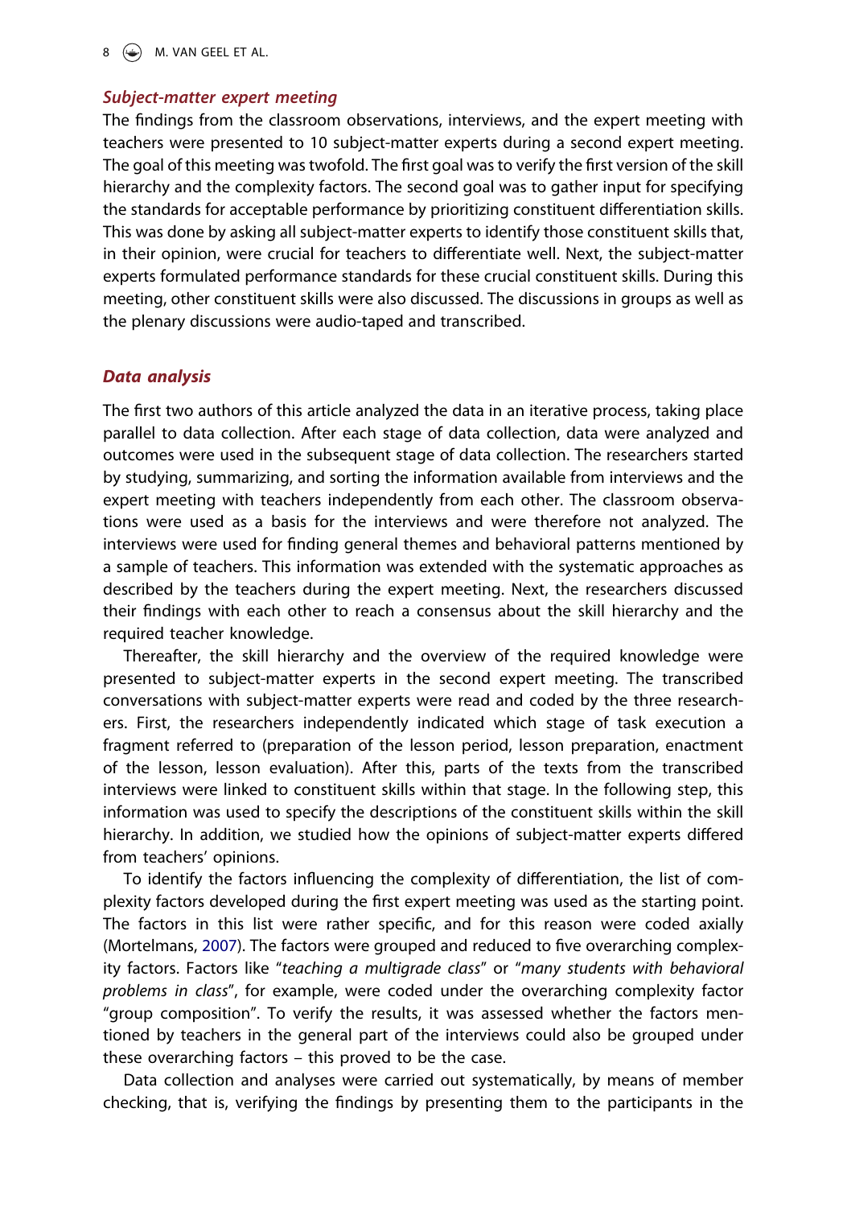### *Subject-matter expert meeting*

The findings from the classroom observations, interviews, and the expert meeting with teachers were presented to 10 subject-matter experts during a second expert meeting. The goal of this meeting was twofold. The first goal was to verify the first version of the skill hierarchy and the complexity factors. The second goal was to gather input for specifying the standards for acceptable performance by prioritizing constituent differentiation skills. This was done by asking all subject-matter experts to identify those constituent skills that, in their opinion, were crucial for teachers to differentiate well. Next, the subject-matter experts formulated performance standards for these crucial constituent skills. During this meeting, other constituent skills were also discussed. The discussions in groups as well as the plenary discussions were audio-taped and transcribed.

### *Data analysis*

The first two authors of this article analyzed the data in an iterative process, taking place parallel to data collection. After each stage of data collection, data were analyzed and outcomes were used in the subsequent stage of data collection. The researchers started by studying, summarizing, and sorting the information available from interviews and the expert meeting with teachers independently from each other. The classroom observations were used as a basis for the interviews and were therefore not analyzed. The interviews were used for finding general themes and behavioral patterns mentioned by a sample of teachers. This information was extended with the systematic approaches as described by the teachers during the expert meeting. Next, the researchers discussed their findings with each other to reach a consensus about the skill hierarchy and the required teacher knowledge.

Thereafter, the skill hierarchy and the overview of the required knowledge were presented to subject-matter experts in the second expert meeting. The transcribed conversations with subject-matter experts were read and coded by the three researchers. First, the researchers independently indicated which stage of task execution a fragment referred to (preparation of the lesson period, lesson preparation, enactment of the lesson, lesson evaluation). After this, parts of the texts from the transcribed interviews were linked to constituent skills within that stage. In the following step, this information was used to specify the descriptions of the constituent skills within the skill hierarchy. In addition, we studied how the opinions of subject-matter experts differed from teachers' opinions.

To identify the factors influencing the complexity of differentiation, the list of complexity factors developed during the first expert meeting was used as the starting point. The factors in this list were rather specific, and for this reason were coded axially (Mortelmans, 2007). The factors were grouped and reduced to five overarching complexity factors. Factors like "*teaching a multigrade class*" or "*many students with behavioral problems in class*", for example, were coded under the overarching complexity factor "group composition". To verify the results, it was assessed whether the factors mentioned by teachers in the general part of the interviews could also be grouped under these overarching factors – this proved to be the case.

Data collection and analyses were carried out systematically, by means of member checking, that is, verifying the findings by presenting them to the participants in the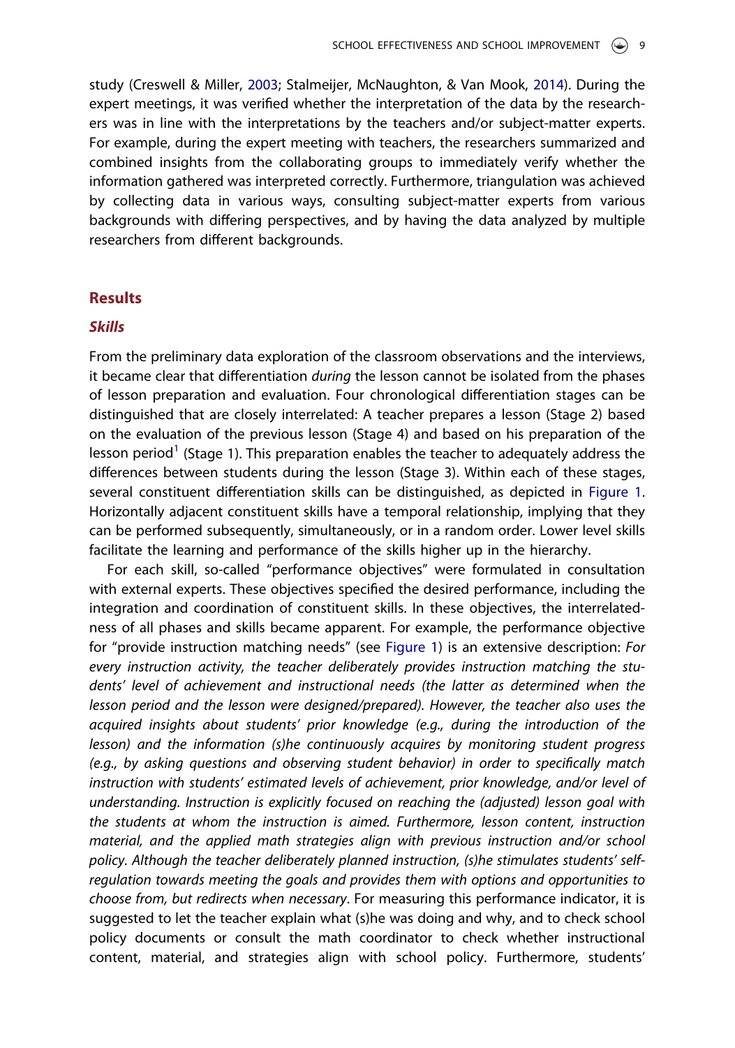study (Creswell & Miller, 2003; Stalmeijer, McNaughton, & Van Mook, 2014). During the expert meetings, it was verified whether the interpretation of the data by the researchers was in line with the interpretations by the teachers and/or subject-matter experts. For example, during the expert meeting with teachers, the researchers summarized and combined insights from the collaborating groups to immediately verify whether the information gathered was interpreted correctly. Furthermore, triangulation was achieved by collecting data in various ways, consulting subject-matter experts from various backgrounds with differing perspectives, and by having the data analyzed by multiple researchers from different backgrounds.

## Results

### *Skills*

From the preliminary data exploration of the classroom observations and the interviews, it became clear that differentiation *during* the lesson cannot be isolated from the phases of lesson preparation and evaluation. Four chronological differentiation stages can be distinguished that are closely interrelated: A teacher prepares a lesson (Stage 2) based on the evaluation of the previous lesson (Stage 4) and based on his preparation of the lesson period[1] (Stage 1). This preparation enables the teacher to adequately address the differences between students during the lesson (Stage 3). Within each of these stages, several constituent differentiation skills can be distinguished, as depicted in Figure 1. Horizontally adjacent constituent skills have a temporal relationship, implying that they can be performed subsequently, simultaneously, or in a random order. Lower level skills facilitate the learning and performance of the skills higher up in the hierarchy.

For each skill, so-called "performance objectives" were formulated in consultation with external experts. These objectives specified the desired performance, including the integration and coordination of constituent skills. In these objectives, the interrelatedness of all phases and skills became apparent. For example, the performance objective for "provide instruction matching needs" (see Figure 1) is an extensive description: *For every instruction activity, the teacher deliberately provides instruction matching the students' level of achievement and instructional needs (the latter as determined when the lesson period and the lesson were designed/prepared). However, the teacher also uses the acquired insights about students' prior knowledge (e.g., during the introduction of the lesson) and the information (s)he continuously acquires by monitoring student progress (e.g., by asking questions and observing student behavior) in order to specifically match instruction with students' estimated levels of achievement, prior knowledge, and/or level of understanding. Instruction is explicitly focused on reaching the (adjusted) lesson goal with the students at whom the instruction is aimed. Furthermore, lesson content, instruction material, and the applied math strategies align with previous instruction and/or school policy. Although the teacher deliberately planned instruction, (s)he stimulates students' self-regulation towards meeting the goals and provides them with options and opportunities to choose from, but redirects when necessary*. For measuring this performance indicator, it is suggested to let the teacher explain what (s)he was doing and why, and to check school policy documents or consult the math coordinator to check whether instructional content, material, and strategies align with school policy. Furthermore, students'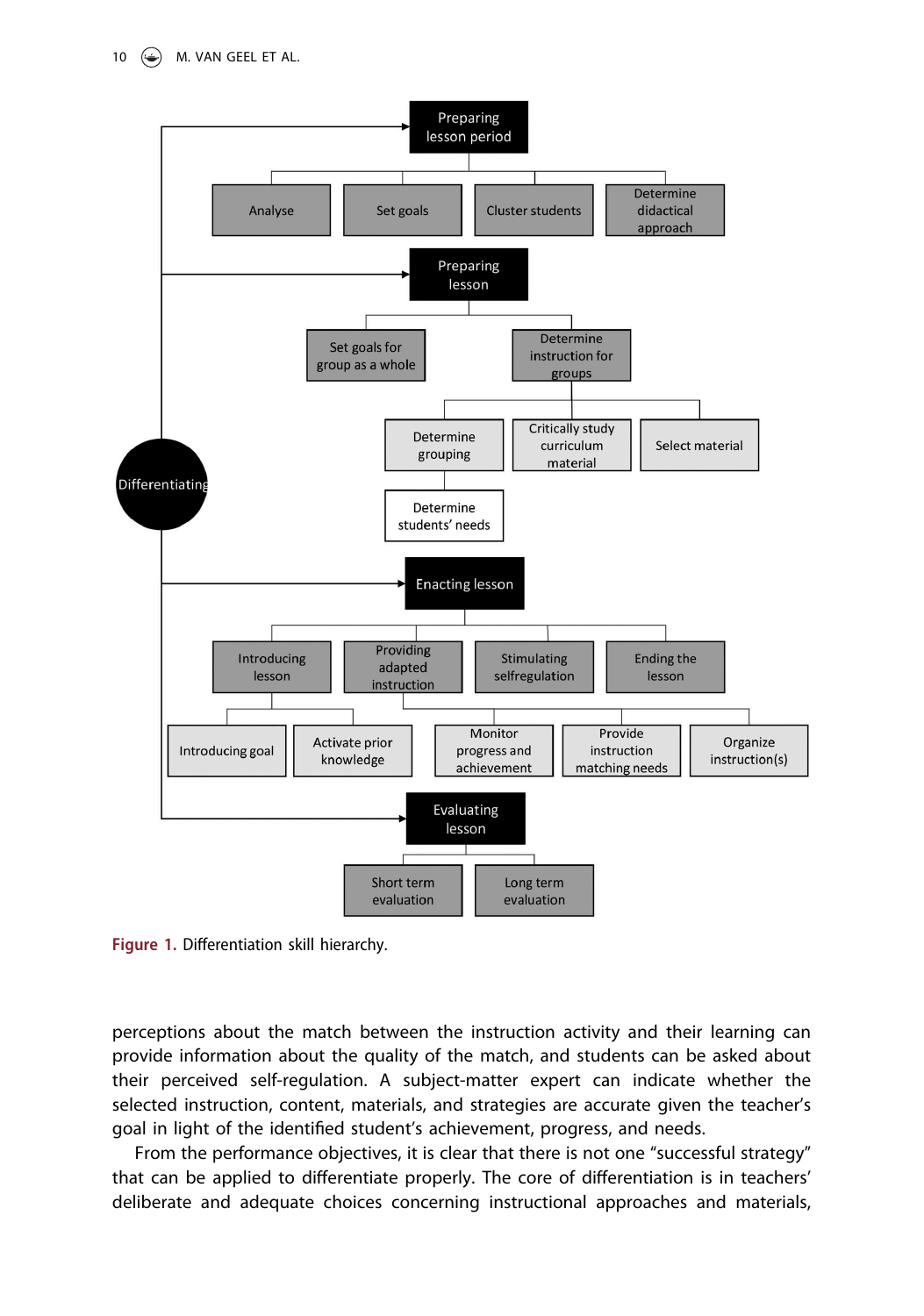- Differentiating
  - Preparing lesson period
    - Analyse
    - Set goals
    - Cluster students
    - Determine didactical approach
  - Preparing lesson
    - Set goals for group as a whole
    - Determine instruction for groups
      - Determine grouping
        - Determine students' needs
      - Critically study curriculum material
      - Select material
  - Enacting lesson
    - Introducing lesson
      - Introducing goal
      - Activate prior knowledge
    - Providing adapted instruction
      - Monitor progress and achievement
      - Provide instruction matching needs
      - Organize instruction(s)
    - Stimulating selfregulation
    - Ending the lesson
  - Evaluating lesson
    - Short term evaluation
    - Long term evaluation

**Figure 1.** Differentiation skill hierarchy.

perceptions about the match between the instruction activity and their learning can provide information about the quality of the match, and students can be asked about their perceived self-regulation. A subject-matter expert can indicate whether the selected instruction, content, materials, and strategies are accurate given the teacher's goal in light of the identified student's achievement, progress, and needs.

From the performance objectives, it is clear that there is not one "successful strategy" that can be applied to differentiate properly. The core of differentiation is in teachers' deliberate and adequate choices concerning instructional approaches and materials,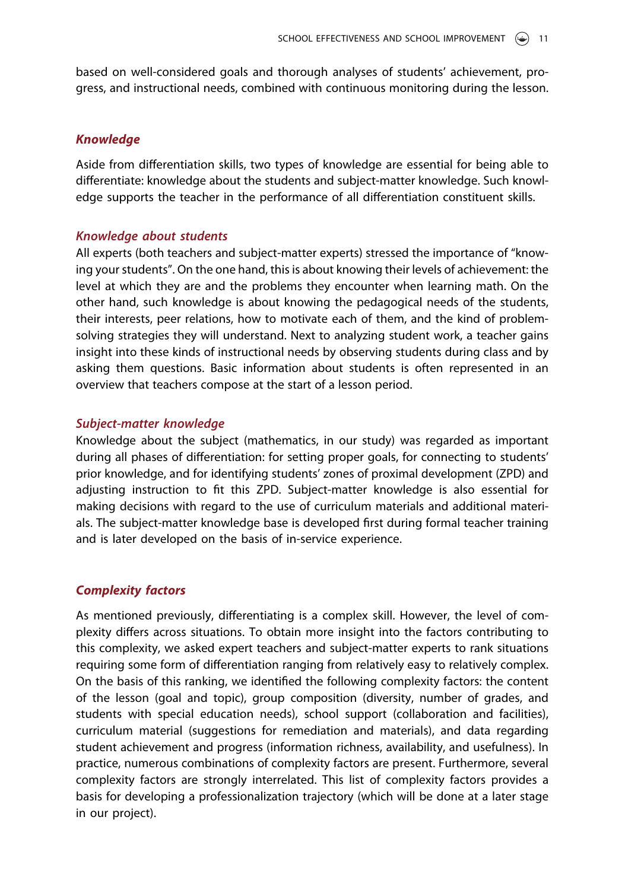based on well-considered goals and thorough analyses of students' achievement, progress, and instructional needs, combined with continuous monitoring during the lesson.

## *Knowledge*

Aside from differentiation skills, two types of knowledge are essential for being able to differentiate: knowledge about the students and subject-matter knowledge. Such knowledge supports the teacher in the performance of all differentiation constituent skills.

### *Knowledge about students*

All experts (both teachers and subject-matter experts) stressed the importance of "knowing your students". On the one hand, this is about knowing their levels of achievement: the level at which they are and the problems they encounter when learning math. On the other hand, such knowledge is about knowing the pedagogical needs of the students, their interests, peer relations, how to motivate each of them, and the kind of problem-solving strategies they will understand. Next to analyzing student work, a teacher gains insight into these kinds of instructional needs by observing students during class and by asking them questions. Basic information about students is often represented in an overview that teachers compose at the start of a lesson period.

### *Subject-matter knowledge*

Knowledge about the subject (mathematics, in our study) was regarded as important during all phases of differentiation: for setting proper goals, for connecting to students' prior knowledge, and for identifying students' zones of proximal development (ZPD) and adjusting instruction to fit this ZPD. Subject-matter knowledge is also essential for making decisions with regard to the use of curriculum materials and additional materials. The subject-matter knowledge base is developed first during formal teacher training and is later developed on the basis of in-service experience.

## *Complexity factors*

As mentioned previously, differentiating is a complex skill. However, the level of complexity differs across situations. To obtain more insight into the factors contributing to this complexity, we asked expert teachers and subject-matter experts to rank situations requiring some form of differentiation ranging from relatively easy to relatively complex. On the basis of this ranking, we identified the following complexity factors: the content of the lesson (goal and topic), group composition (diversity, number of grades, and students with special education needs), school support (collaboration and facilities), curriculum material (suggestions for remediation and materials), and data regarding student achievement and progress (information richness, availability, and usefulness). In practice, numerous combinations of complexity factors are present. Furthermore, several complexity factors are strongly interrelated. This list of complexity factors provides a basis for developing a professionalization trajectory (which will be done at a later stage in our project).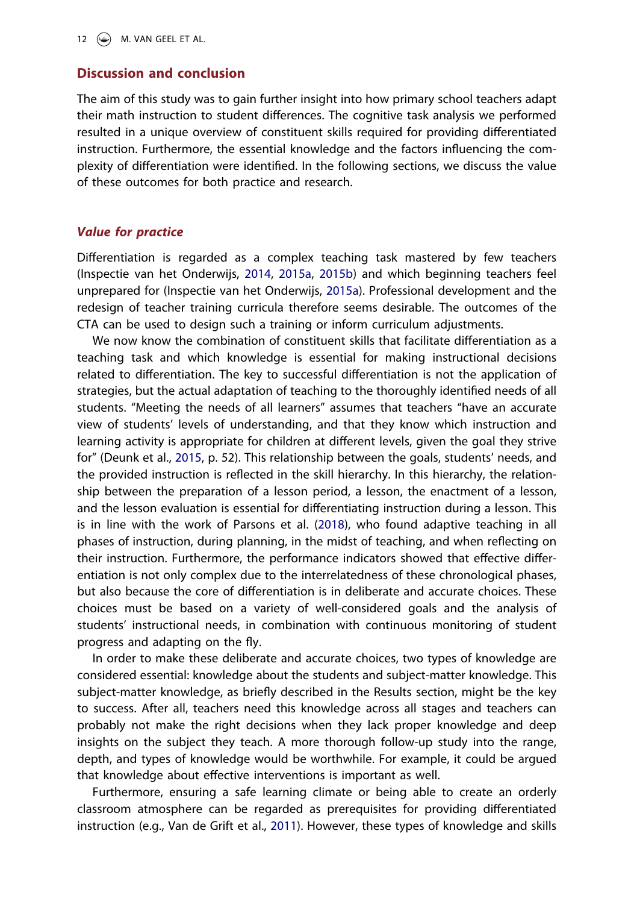## Discussion and conclusion

The aim of this study was to gain further insight into how primary school teachers adapt their math instruction to student differences. The cognitive task analysis we performed resulted in a unique overview of constituent skills required for providing differentiated instruction. Furthermore, the essential knowledge and the factors influencing the complexity of differentiation were identified. In the following sections, we discuss the value of these outcomes for both practice and research.

### *Value for practice*

Differentiation is regarded as a complex teaching task mastered by few teachers (Inspectie van het Onderwijs, 2014, 2015a, 2015b) and which beginning teachers feel unprepared for (Inspectie van het Onderwijs, 2015a). Professional development and the redesign of teacher training curricula therefore seems desirable. The outcomes of the CTA can be used to design such a training or inform curriculum adjustments.

We now know the combination of constituent skills that facilitate differentiation as a teaching task and which knowledge is essential for making instructional decisions related to differentiation. The key to successful differentiation is not the application of strategies, but the actual adaptation of teaching to the thoroughly identified needs of all students. "Meeting the needs of all learners" assumes that teachers "have an accurate view of students' levels of understanding, and that they know which instruction and learning activity is appropriate for children at different levels, given the goal they strive for" (Deunk et al., 2015, p. 52). This relationship between the goals, students' needs, and the provided instruction is reflected in the skill hierarchy. In this hierarchy, the relationship between the preparation of a lesson period, a lesson, the enactment of a lesson, and the lesson evaluation is essential for differentiating instruction during a lesson. This is in line with the work of Parsons et al. (2018), who found adaptive teaching in all phases of instruction, during planning, in the midst of teaching, and when reflecting on their instruction. Furthermore, the performance indicators showed that effective differentiation is not only complex due to the interrelatedness of these chronological phases, but also because the core of differentiation is in deliberate and accurate choices. These choices must be based on a variety of well-considered goals and the analysis of students' instructional needs, in combination with continuous monitoring of student progress and adapting on the fly.

In order to make these deliberate and accurate choices, two types of knowledge are considered essential: knowledge about the students and subject-matter knowledge. This subject-matter knowledge, as briefly described in the Results section, might be the key to success. After all, teachers need this knowledge across all stages and teachers can probably not make the right decisions when they lack proper knowledge and deep insights on the subject they teach. A more thorough follow-up study into the range, depth, and types of knowledge would be worthwhile. For example, it could be argued that knowledge about effective interventions is important as well.

Furthermore, ensuring a safe learning climate or being able to create an orderly classroom atmosphere can be regarded as prerequisites for providing differentiated instruction (e.g., Van de Grift et al., 2011). However, these types of knowledge and skills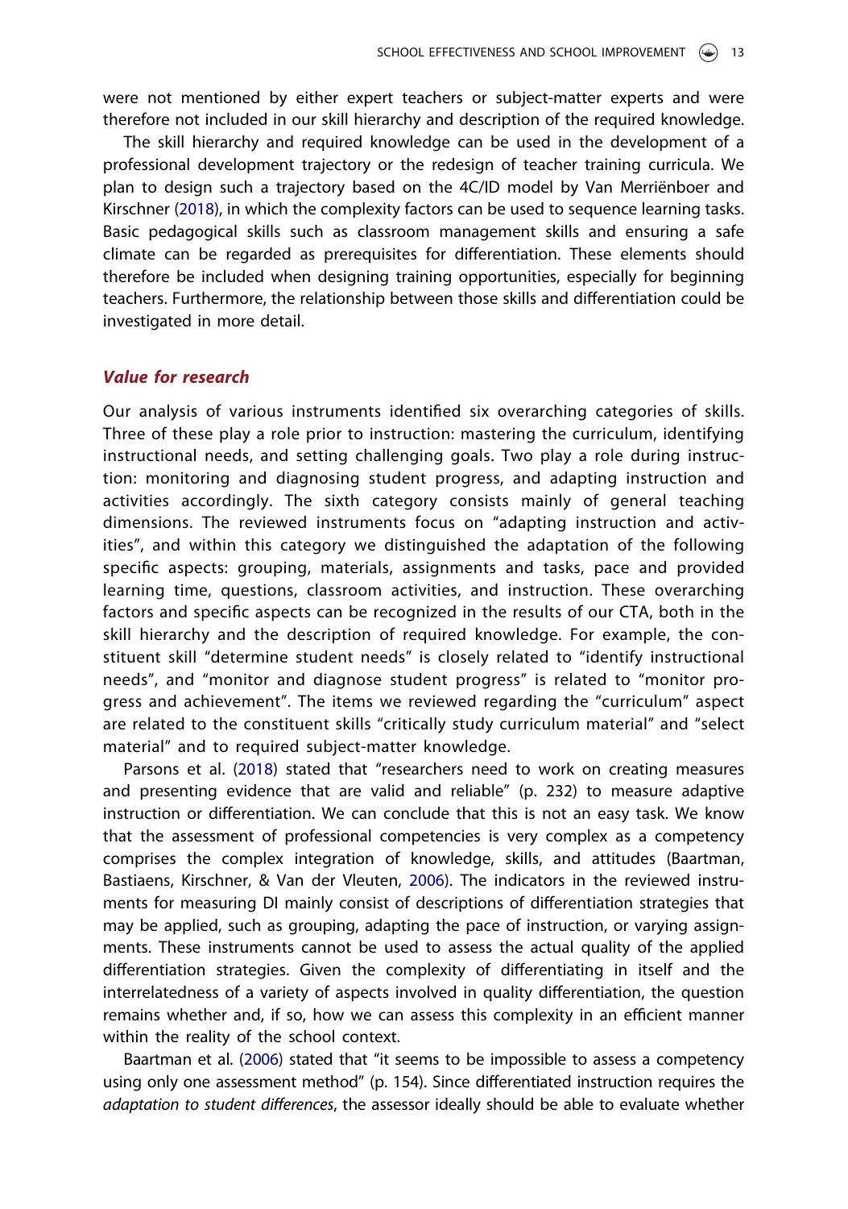were not mentioned by either expert teachers or subject-matter experts and were therefore not included in our skill hierarchy and description of the required knowledge.

The skill hierarchy and required knowledge can be used in the development of a professional development trajectory or the redesign of teacher training curricula. We plan to design such a trajectory based on the 4C/ID model by Van Merriënboer and Kirschner (2018), in which the complexity factors can be used to sequence learning tasks. Basic pedagogical skills such as classroom management skills and ensuring a safe climate can be regarded as prerequisites for differentiation. These elements should therefore be included when designing training opportunities, especially for beginning teachers. Furthermore, the relationship between those skills and differentiation could be investigated in more detail.

### *Value for research*

Our analysis of various instruments identified six overarching categories of skills. Three of these play a role prior to instruction: mastering the curriculum, identifying instructional needs, and setting challenging goals. Two play a role during instruction: monitoring and diagnosing student progress, and adapting instruction and activities accordingly. The sixth category consists mainly of general teaching dimensions. The reviewed instruments focus on "adapting instruction and activities", and within this category we distinguished the adaptation of the following specific aspects: grouping, materials, assignments and tasks, pace and provided learning time, questions, classroom activities, and instruction. These overarching factors and specific aspects can be recognized in the results of our CTA, both in the skill hierarchy and the description of required knowledge. For example, the constituent skill "determine student needs" is closely related to "identify instructional needs", and "monitor and diagnose student progress" is related to "monitor progress and achievement". The items we reviewed regarding the "curriculum" aspect are related to the constituent skills "critically study curriculum material" and "select material" and to required subject-matter knowledge.

Parsons et al. (2018) stated that "researchers need to work on creating measures and presenting evidence that are valid and reliable" (p. 232) to measure adaptive instruction or differentiation. We can conclude that this is not an easy task. We know that the assessment of professional competencies is very complex as a competency comprises the complex integration of knowledge, skills, and attitudes (Baartman, Bastiaens, Kirschner, & Van der Vleuten, 2006). The indicators in the reviewed instruments for measuring DI mainly consist of descriptions of differentiation strategies that may be applied, such as grouping, adapting the pace of instruction, or varying assignments. These instruments cannot be used to assess the actual quality of the applied differentiation strategies. Given the complexity of differentiating in itself and the interrelatedness of a variety of aspects involved in quality differentiation, the question remains whether and, if so, how we can assess this complexity in an efficient manner within the reality of the school context.

Baartman et al. (2006) stated that "it seems to be impossible to assess a competency using only one assessment method" (p. 154). Since differentiated instruction requires the *adaptation to student differences*, the assessor ideally should be able to evaluate whether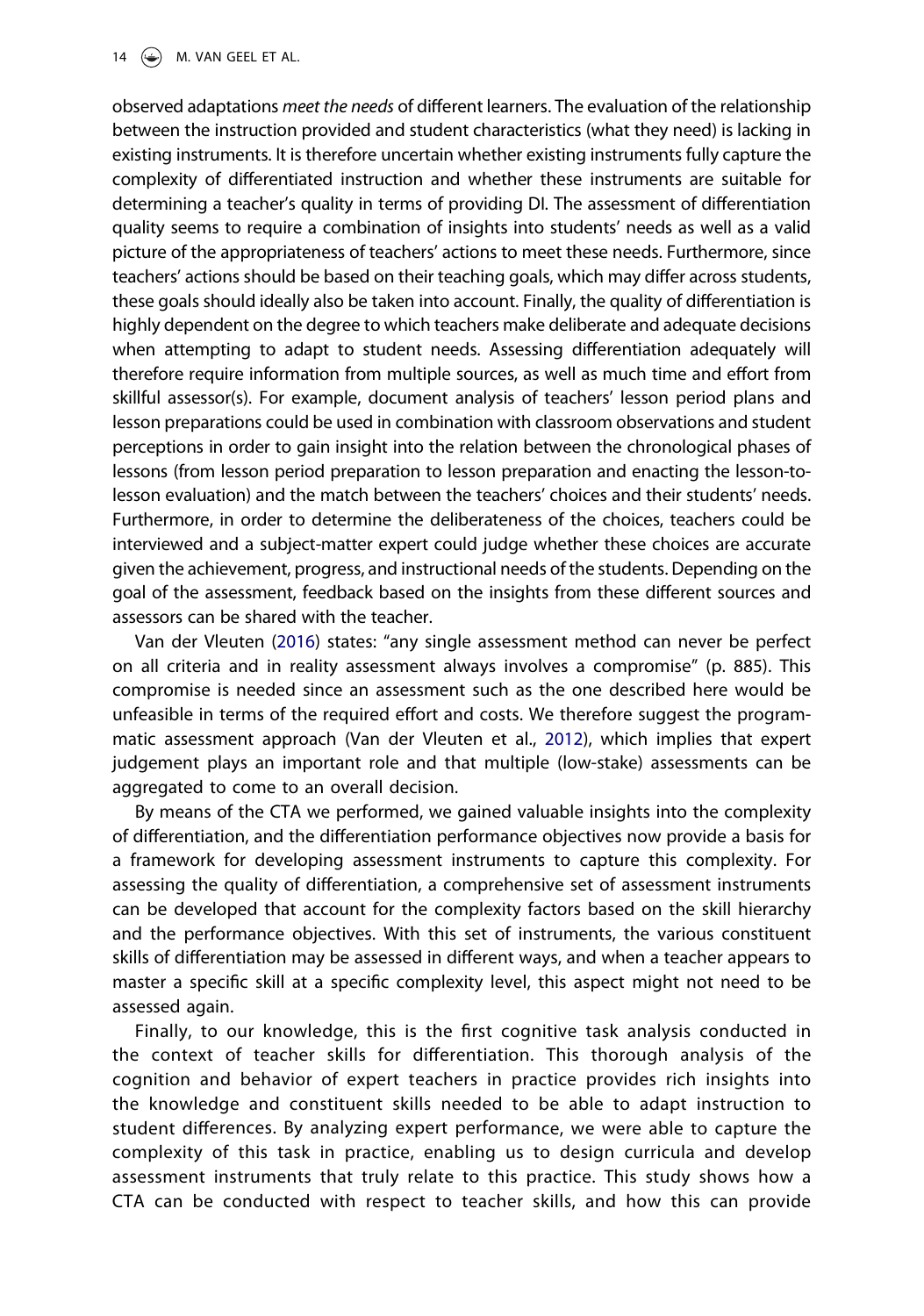observed adaptations *meet the needs* of different learners. The evaluation of the relationship between the instruction provided and student characteristics (what they need) is lacking in existing instruments. It is therefore uncertain whether existing instruments fully capture the complexity of differentiated instruction and whether these instruments are suitable for determining a teacher's quality in terms of providing DI. The assessment of differentiation quality seems to require a combination of insights into students' needs as well as a valid picture of the appropriateness of teachers' actions to meet these needs. Furthermore, since teachers' actions should be based on their teaching goals, which may differ across students, these goals should ideally also be taken into account. Finally, the quality of differentiation is highly dependent on the degree to which teachers make deliberate and adequate decisions when attempting to adapt to student needs. Assessing differentiation adequately will therefore require information from multiple sources, as well as much time and effort from skillful assessor(s). For example, document analysis of teachers' lesson period plans and lesson preparations could be used in combination with classroom observations and student perceptions in order to gain insight into the relation between the chronological phases of lessons (from lesson period preparation to lesson preparation and enacting the lesson-to-lesson evaluation) and the match between the teachers' choices and their students' needs. Furthermore, in order to determine the deliberateness of the choices, teachers could be interviewed and a subject-matter expert could judge whether these choices are accurate given the achievement, progress, and instructional needs of the students. Depending on the goal of the assessment, feedback based on the insights from these different sources and assessors can be shared with the teacher.

Van der Vleuten (2016) states: "any single assessment method can never be perfect on all criteria and in reality assessment always involves a compromise" (p. 885). This compromise is needed since an assessment such as the one described here would be unfeasible in terms of the required effort and costs. We therefore suggest the programmatic assessment approach (Van der Vleuten et al., 2012), which implies that expert judgement plays an important role and that multiple (low-stake) assessments can be aggregated to come to an overall decision.

By means of the CTA we performed, we gained valuable insights into the complexity of differentiation, and the differentiation performance objectives now provide a basis for a framework for developing assessment instruments to capture this complexity. For assessing the quality of differentiation, a comprehensive set of assessment instruments can be developed that account for the complexity factors based on the skill hierarchy and the performance objectives. With this set of instruments, the various constituent skills of differentiation may be assessed in different ways, and when a teacher appears to master a specific skill at a specific complexity level, this aspect might not need to be assessed again.

Finally, to our knowledge, this is the first cognitive task analysis conducted in the context of teacher skills for differentiation. This thorough analysis of the cognition and behavior of expert teachers in practice provides rich insights into the knowledge and constituent skills needed to be able to adapt instruction to student differences. By analyzing expert performance, we were able to capture the complexity of this task in practice, enabling us to design curricula and develop assessment instruments that truly relate to this practice. This study shows how a CTA can be conducted with respect to teacher skills, and how this can provide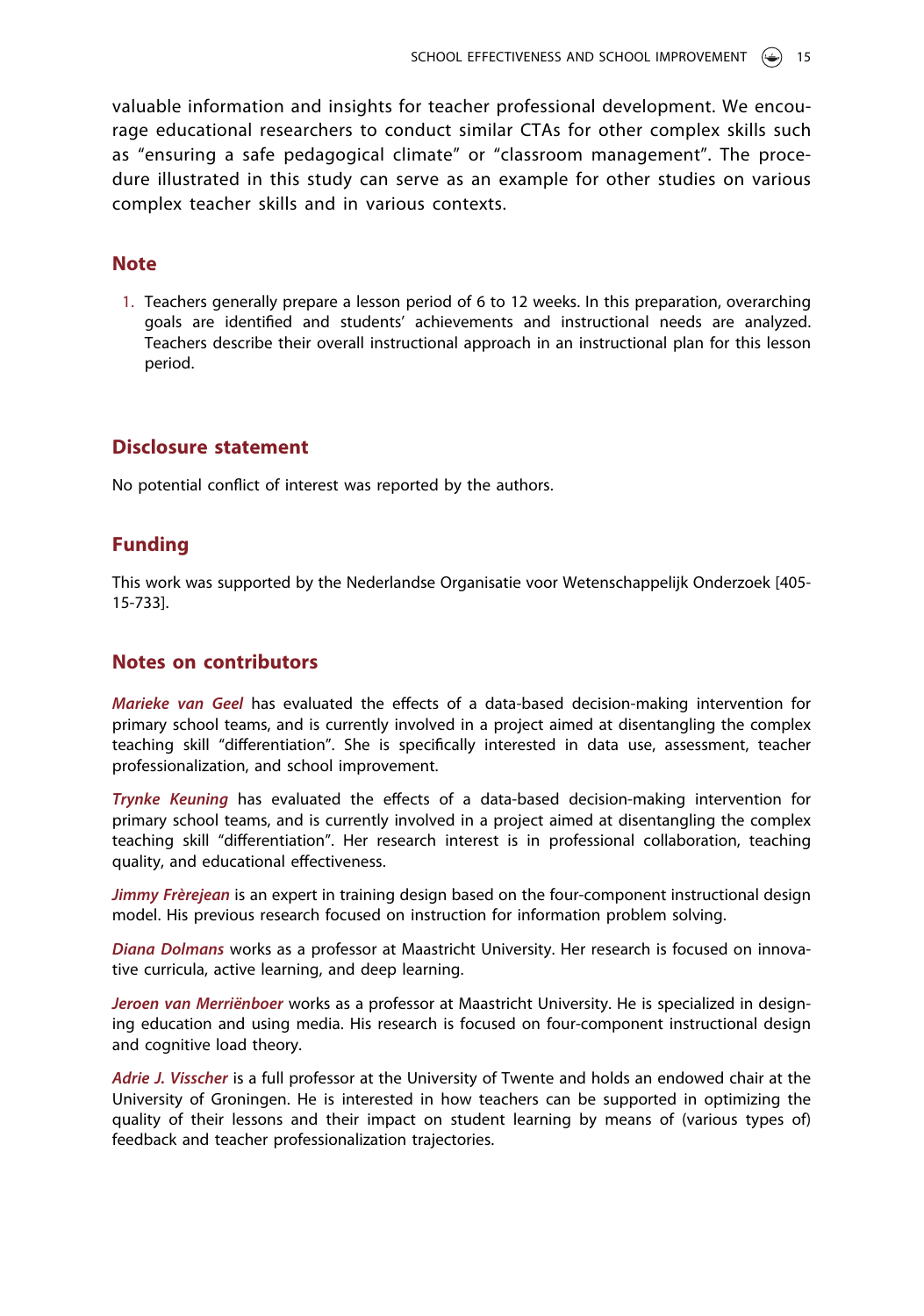valuable information and insights for teacher professional development. We encourage educational researchers to conduct similar CTAs for other complex skills such as “ensuring a safe pedagogical climate” or “classroom management”. The procedure illustrated in this study can serve as an example for other studies on various complex teacher skills and in various contexts.

## Note

1. Teachers generally prepare a lesson period of 6 to 12 weeks. In this preparation, overarching goals are identified and students’ achievements and instructional needs are analyzed. Teachers describe their overall instructional approach in an instructional plan for this lesson period.

## Disclosure statement

No potential conflict of interest was reported by the authors.

## Funding

This work was supported by the Nederlandse Organisatie voor Wetenschappelijk Onderzoek [405-15-733].

## Notes on contributors

***Marieke van Geel*** has evaluated the effects of a data-based decision-making intervention for primary school teams, and is currently involved in a project aimed at disentangling the complex teaching skill “differentiation”. She is specifically interested in data use, assessment, teacher professionalization, and school improvement.

***Trynke Keuning*** has evaluated the effects of a data-based decision-making intervention for primary school teams, and is currently involved in a project aimed at disentangling the complex teaching skill “differentiation”. Her research interest is in professional collaboration, teaching quality, and educational effectiveness.

***Jimmy Frèrejean*** is an expert in training design based on the four-component instructional design model. His previous research focused on instruction for information problem solving.

***Diana Dolmans*** works as a professor at Maastricht University. Her research is focused on innovative curricula, active learning, and deep learning.

***Jeroen van Merriënboer*** works as a professor at Maastricht University. He is specialized in designing education and using media. His research is focused on four-component instructional design and cognitive load theory.

***Adrie J. Visscher*** is a full professor at the University of Twente and holds an endowed chair at the University of Groningen. He is interested in how teachers can be supported in optimizing the quality of their lessons and their impact on student learning by means of (various types of) feedback and teacher professionalization trajectories.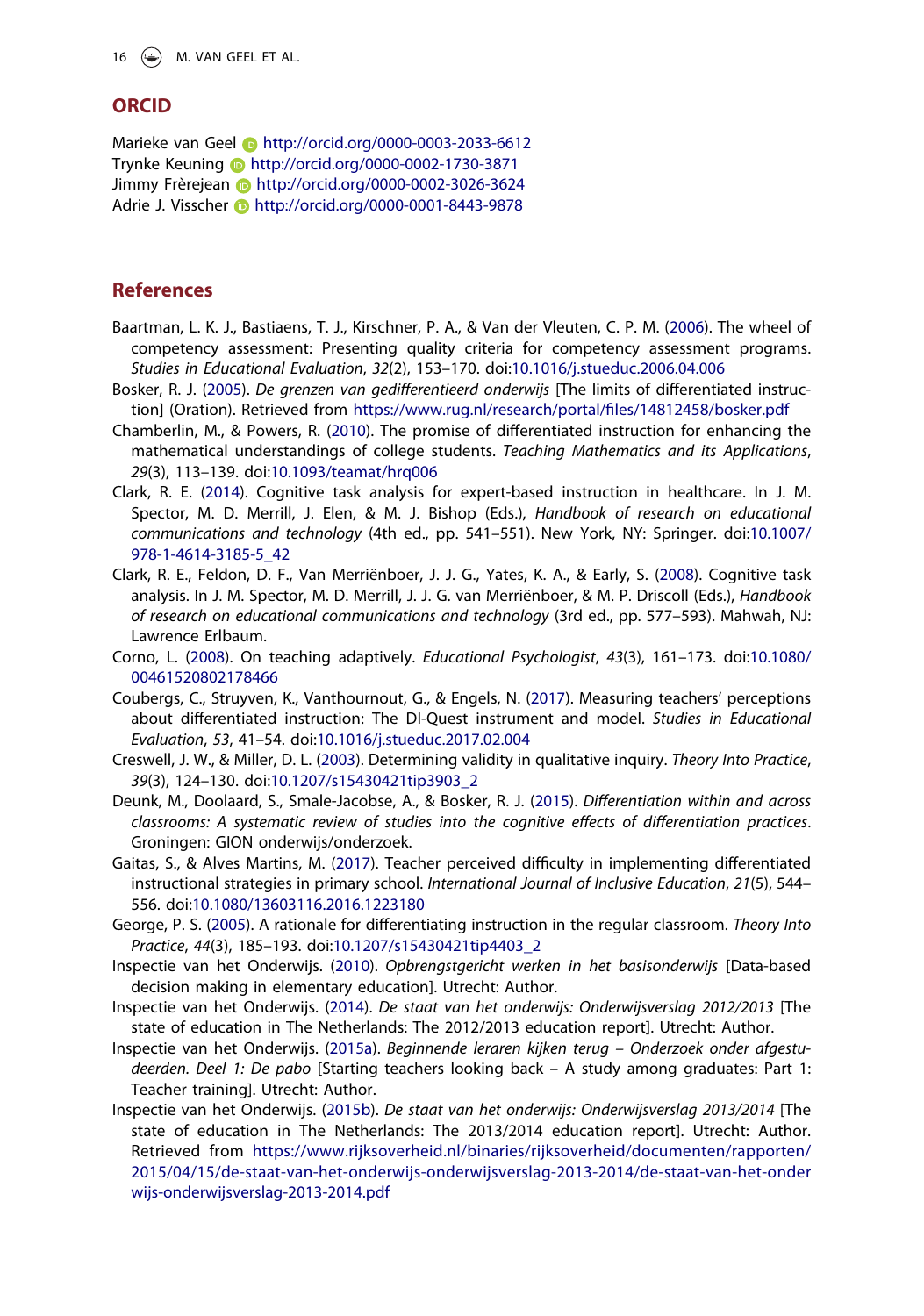## ORCID

Marieke van Geel http://orcid.org/0000-0003-2033-6612
Trynke Keuning http://orcid.org/0000-0002-1730-3871
Jimmy Frèrejean http://orcid.org/0000-0002-3026-3624
Adrie J. Visscher http://orcid.org/0000-0001-8443-9878

## References

Baartman, L. K. J., Bastiaens, T. J., Kirschner, P. A., & Van der Vleuten, C. P. M. (2006). The wheel of competency assessment: Presenting quality criteria for competency assessment programs. *Studies in Educational Evaluation*, *32*(2), 153–170. doi:10.1016/j.stueduc.2006.04.006

Bosker, R. J. (2005). *De grenzen van gedifferentieerd onderwijs* [The limits of differentiated instruction] (Oration). Retrieved from https://www.rug.nl/research/portal/files/14812458/bosker.pdf

Chamberlin, M., & Powers, R. (2010). The promise of differentiated instruction for enhancing the mathematical understandings of college students. *Teaching Mathematics and its Applications*, *29*(3), 113–139. doi:10.1093/teamat/hrq006

Clark, R. E. (2014). Cognitive task analysis for expert-based instruction in healthcare. In J. M. Spector, M. D. Merrill, J. Elen, & M. J. Bishop (Eds.), *Handbook of research on educational communications and technology* (4th ed., pp. 541–551). New York, NY: Springer. doi:10.1007/978-1-4614-3185-5_42

Clark, R. E., Feldon, D. F., Van Merriënboer, J. J. G., Yates, K. A., & Early, S. (2008). Cognitive task analysis. In J. M. Spector, M. D. Merrill, J. J. G. van Merriënboer, & M. P. Driscoll (Eds.), *Handbook of research on educational communications and technology* (3rd ed., pp. 577–593). Mahwah, NJ: Lawrence Erlbaum.

Corno, L. (2008). On teaching adaptively. *Educational Psychologist*, *43*(3), 161–173. doi:10.1080/00461520802178466

Coubergs, C., Struyven, K., Vanthournout, G., & Engels, N. (2017). Measuring teachers' perceptions about differentiated instruction: The DI-Quest instrument and model. *Studies in Educational Evaluation*, *53*, 41–54. doi:10.1016/j.stueduc.2017.02.004

Creswell, J. W., & Miller, D. L. (2003). Determining validity in qualitative inquiry. *Theory Into Practice*, *39*(3), 124–130. doi:10.1207/s15430421tip3903_2

Deunk, M., Doolaard, S., Smale-Jacobse, A., & Bosker, R. J. (2015). *Differentiation within and across classrooms: A systematic review of studies into the cognitive effects of differentiation practices*. Groningen: GION onderwijs/onderzoek.

Gaitas, S., & Alves Martins, M. (2017). Teacher perceived difficulty in implementing differentiated instructional strategies in primary school. *International Journal of Inclusive Education*, *21*(5), 544–556. doi:10.1080/13603116.2016.1223180

George, P. S. (2005). A rationale for differentiating instruction in the regular classroom. *Theory Into Practice*, *44*(3), 185–193. doi:10.1207/s15430421tip4403_2

Inspectie van het Onderwijs. (2010). *Opbrengstgericht werken in het basisonderwijs* [Data-based decision making in elementary education]. Utrecht: Author.

Inspectie van het Onderwijs. (2014). *De staat van het onderwijs: Onderwijsverslag 2012/2013* [The state of education in The Netherlands: The 2012/2013 education report]. Utrecht: Author.

Inspectie van het Onderwijs. (2015a). *Beginnende leraren kijken terug – Onderzoek onder afgestudeerden. Deel 1: De pabo* [Starting teachers looking back – A study among graduates: Part 1: Teacher training]. Utrecht: Author.

Inspectie van het Onderwijs. (2015b). *De staat van het onderwijs: Onderwijsverslag 2013/2014* [The state of education in The Netherlands: The 2013/2014 education report]. Utrecht: Author. Retrieved from https://www.rijksoverheid.nl/binaries/rijksoverheid/documenten/rapporten/2015/04/15/de-staat-van-het-onderwijs-onderwijsverslag-2013-2014/de-staat-van-het-onderwijs-onderwijsverslag-2013-2014.pdf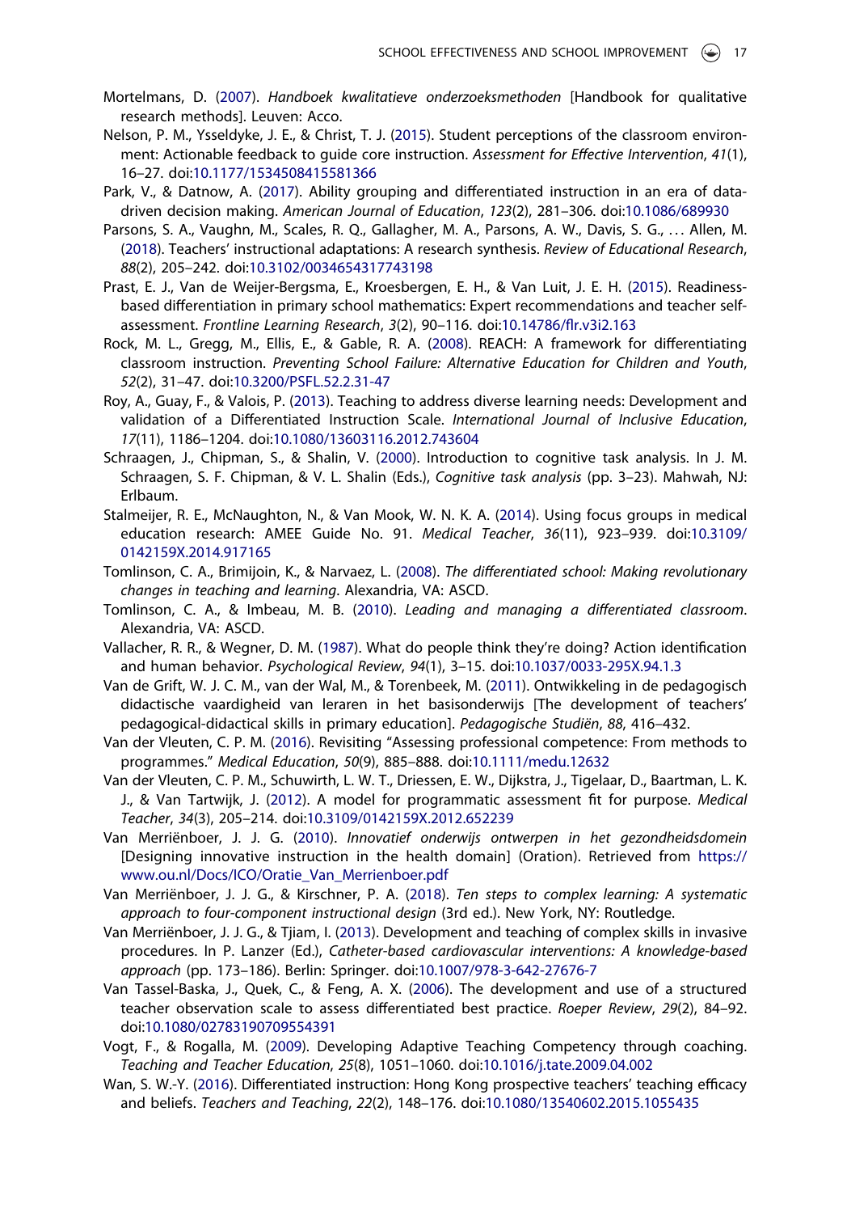Mortelmans, D. (2007). *Handboek kwalitatieve onderzoeksmethoden* [Handbook for qualitative research methods]. Leuven: Acco.

Nelson, P. M., Ysseldyke, J. E., & Christ, T. J. (2015). Student perceptions of the classroom environment: Actionable feedback to guide core instruction. *Assessment for Effective Intervention*, *41*(1), 16–27. doi:10.1177/1534508415581366

Park, V., & Datnow, A. (2017). Ability grouping and differentiated instruction in an era of data-driven decision making. *American Journal of Education*, *123*(2), 281–306. doi:10.1086/689930

Parsons, S. A., Vaughn, M., Scales, R. Q., Gallagher, M. A., Parsons, A. W., Davis, S. G., … Allen, M. (2018). Teachers' instructional adaptations: A research synthesis. *Review of Educational Research*, *88*(2), 205–242. doi:10.3102/0034654317743198

Prast, E. J., Van de Weijer-Bergsma, E., Kroesbergen, E. H., & Van Luit, J. E. H. (2015). Readiness-based differentiation in primary school mathematics: Expert recommendations and teacher self-assessment. *Frontline Learning Research*, *3*(2), 90–116. doi:10.14786/flr.v3i2.163

Rock, M. L., Gregg, M., Ellis, E., & Gable, R. A. (2008). REACH: A framework for differentiating classroom instruction. *Preventing School Failure: Alternative Education for Children and Youth*, *52*(2), 31–47. doi:10.3200/PSFL.52.2.31-47

Roy, A., Guay, F., & Valois, P. (2013). Teaching to address diverse learning needs: Development and validation of a Differentiated Instruction Scale. *International Journal of Inclusive Education*, *17*(11), 1186–1204. doi:10.1080/13603116.2012.743604

Schraagen, J., Chipman, S., & Shalin, V. (2000). Introduction to cognitive task analysis. In J. M. Schraagen, S. F. Chipman, & V. L. Shalin (Eds.), *Cognitive task analysis* (pp. 3–23). Mahwah, NJ: Erlbaum.

Stalmeijer, R. E., McNaughton, N., & Van Mook, W. N. K. A. (2014). Using focus groups in medical education research: AMEE Guide No. 91. *Medical Teacher*, *36*(11), 923–939. doi:10.3109/0142159X.2014.917165

Tomlinson, C. A., Brimijoin, K., & Narvaez, L. (2008). *The differentiated school: Making revolutionary changes in teaching and learning*. Alexandria, VA: ASCD.

Tomlinson, C. A., & Imbeau, M. B. (2010). *Leading and managing a differentiated classroom*. Alexandria, VA: ASCD.

Vallacher, R. R., & Wegner, D. M. (1987). What do people think they're doing? Action identification and human behavior. *Psychological Review*, *94*(1), 3–15. doi:10.1037/0033-295X.94.1.3

Van de Grift, W. J. C. M., van der Wal, M., & Torenbeek, M. (2011). Ontwikkeling in de pedagogisch didactische vaardigheid van leraren in het basisonderwijs [The development of teachers' pedagogical-didactical skills in primary education]. *Pedagogische Studiën*, *88*, 416–432.

Van der Vleuten, C. P. M. (2016). Revisiting "Assessing professional competence: From methods to programmes." *Medical Education*, *50*(9), 885–888. doi:10.1111/medu.12632

Van der Vleuten, C. P. M., Schuwirth, L. W. T., Driessen, E. W., Dijkstra, J., Tigelaar, D., Baartman, L. K. J., & Van Tartwijk, J. (2012). A model for programmatic assessment fit for purpose. *Medical Teacher*, *34*(3), 205–214. doi:10.3109/0142159X.2012.652239

Van Merriënboer, J. J. G. (2010). *Innovatief onderwijs ontwerpen in het gezondheidsdomein* [Designing innovative instruction in the health domain] (Oration). Retrieved from https://www.ou.nl/Docs/ICO/Oratie_Van_Merrienboer.pdf

Van Merriënboer, J. J. G., & Kirschner, P. A. (2018). *Ten steps to complex learning: A systematic approach to four-component instructional design* (3rd ed.). New York, NY: Routledge.

Van Merriënboer, J. J. G., & Tjiam, I. (2013). Development and teaching of complex skills in invasive procedures. In P. Lanzer (Ed.), *Catheter-based cardiovascular interventions: A knowledge-based approach* (pp. 173–186). Berlin: Springer. doi:10.1007/978-3-642-27676-7

Van Tassel-Baska, J., Quek, C., & Feng, A. X. (2006). The development and use of a structured teacher observation scale to assess differentiated best practice. *Roeper Review*, *29*(2), 84–92. doi:10.1080/02783190709554391

Vogt, F., & Rogalla, M. (2009). Developing Adaptive Teaching Competency through coaching. *Teaching and Teacher Education*, *25*(8), 1051–1060. doi:10.1016/j.tate.2009.04.002

Wan, S. W.-Y. (2016). Differentiated instruction: Hong Kong prospective teachers' teaching efficacy and beliefs. *Teachers and Teaching*, *22*(2), 148–176. doi:10.1080/13540602.2015.1055435